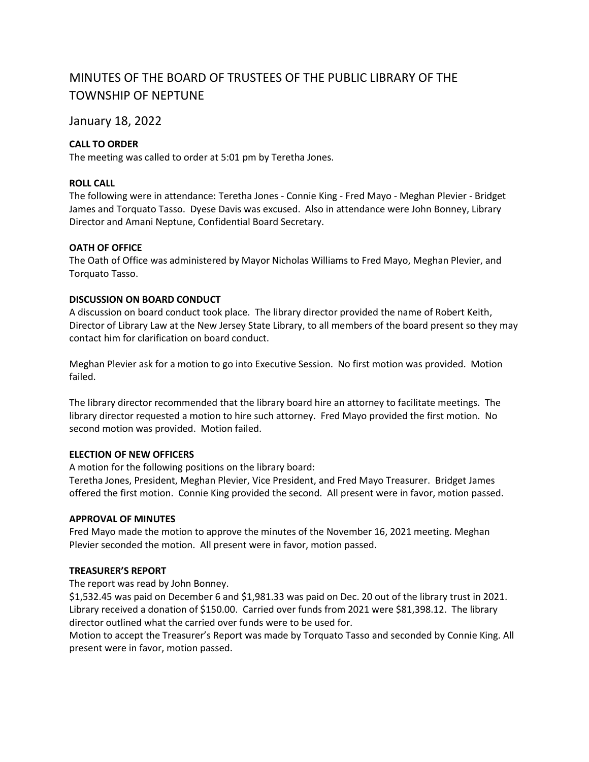# MINUTES OF THE BOARD OF TRUSTEES OF THE PUBLIC LIBRARY OF THE TOWNSHIP OF NEPTUNE

January 18, 2022

**CALL TO ORDER**

The meeting was called to order at 5:01 pm by Teretha Jones.

**ROLL CALL**

The following were in attendance: Teretha Jones - Connie King - Fred Mayo - Meghan Plevier - Bridget James and Torquato Tasso. Dyese Davis was excused. Also in attendance were John Bonney, Library Director and Amani Neptune, Confidential Board Secretary.

**OATH OF OFFICE**

The Oath of Office was administered by Mayor Nicholas Williams to Fred Mayo, Meghan Plevier, and Torquato Tasso.

**DISCUSSION ON BOARD CONDUCT**

A discussion on board conduct took place. The library director provided the name of Robert Keith, Director of Library Law at the New Jersey State Library, to all members of the board present so they may contact him for clarification on board conduct.

Meghan Plevier ask for a motion to go into Executive Session. No first motion was provided. Motion failed.

The library director recommended that the library board hire an attorney to facilitate meetings. The library director requested a motion to hire such attorney. Fred Mayo provided the first motion. No second motion was provided. Motion failed.

**ELECTION OF NEW OFFICERS**

A motion for the following positions on the library board:
Teretha Jones, President, Meghan Plevier, Vice President, and Fred Mayo Treasurer. Bridget James offered the first motion. Connie King provided the second. All present were in favor, motion passed.

**APPROVAL OF MINUTES**

Fred Mayo made the motion to approve the minutes of the November 16, 2021 meeting. Meghan Plevier seconded the motion. All present were in favor, motion passed.

**TREASURER'S REPORT**

The report was read by John Bonney.
$1,532.45 was paid on December 6 and $1,981.33 was paid on Dec. 20 out of the library trust in 2021. Library received a donation of $150.00. Carried over funds from 2021 were $81,398.12. The library director outlined what the carried over funds were to be used for.
Motion to accept the Treasurer's Report was made by Torquato Tasso and seconded by Connie King. All present were in favor, motion passed.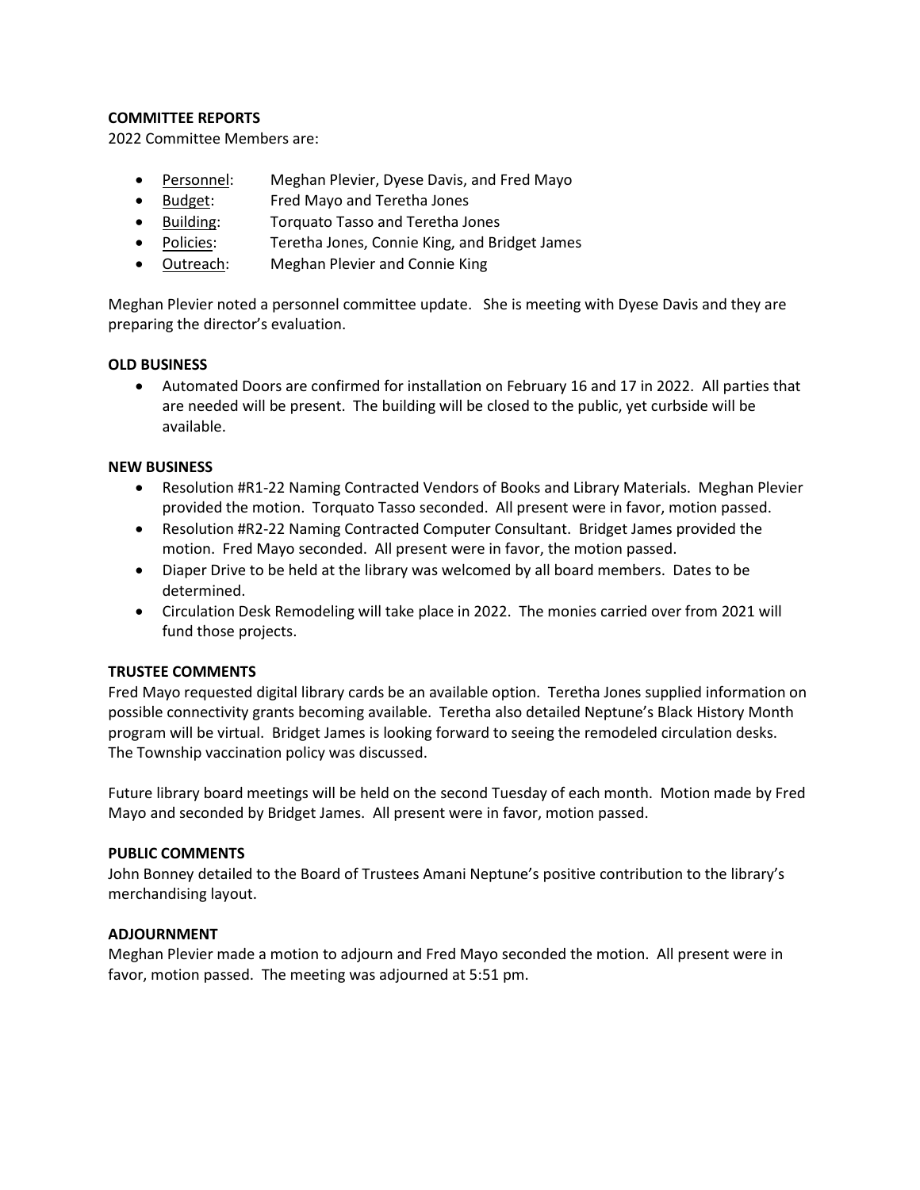**COMMITTEE REPORTS**

2022 Committee Members are:

- Personnel: Meghan Plevier, Dyese Davis, and Fred Mayo
- Budget: Fred Mayo and Teretha Jones
- Building: Torquato Tasso and Teretha Jones
- Policies: Teretha Jones, Connie King, and Bridget James
- Outreach: Meghan Plevier and Connie King

Meghan Plevier noted a personnel committee update. She is meeting with Dyese Davis and they are preparing the director's evaluation.

**OLD BUSINESS**

- Automated Doors are confirmed for installation on February 16 and 17 in 2022. All parties that are needed will be present. The building will be closed to the public, yet curbside will be available.

**NEW BUSINESS**

- Resolution #R1-22 Naming Contracted Vendors of Books and Library Materials. Meghan Plevier provided the motion. Torquato Tasso seconded. All present were in favor, motion passed.
- Resolution #R2-22 Naming Contracted Computer Consultant. Bridget James provided the motion. Fred Mayo seconded. All present were in favor, the motion passed.
- Diaper Drive to be held at the library was welcomed by all board members. Dates to be determined.
- Circulation Desk Remodeling will take place in 2022. The monies carried over from 2021 will fund those projects.

**TRUSTEE COMMENTS**

Fred Mayo requested digital library cards be an available option. Teretha Jones supplied information on possible connectivity grants becoming available. Teretha also detailed Neptune's Black History Month program will be virtual. Bridget James is looking forward to seeing the remodeled circulation desks. The Township vaccination policy was discussed.

Future library board meetings will be held on the second Tuesday of each month. Motion made by Fred Mayo and seconded by Bridget James. All present were in favor, motion passed.

**PUBLIC COMMENTS**

John Bonney detailed to the Board of Trustees Amani Neptune's positive contribution to the library's merchandising layout.

**ADJOURNMENT**

Meghan Plevier made a motion to adjourn and Fred Mayo seconded the motion. All present were in favor, motion passed. The meeting was adjourned at 5:51 pm.